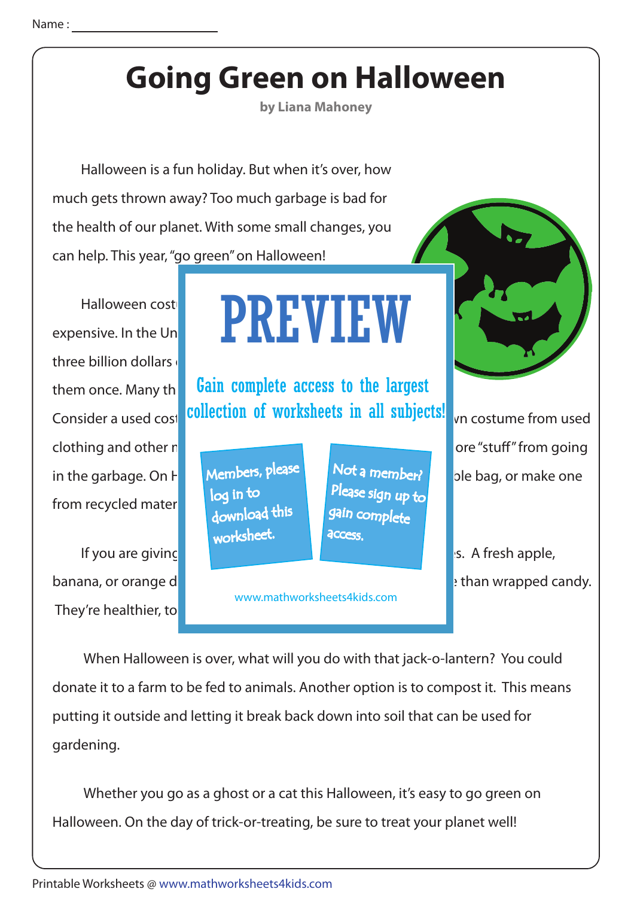Name : ____________________

# Going Green on Halloween

**by Liana Mahoney**

Halloween is a fun holiday. But when it's over, how much gets thrown away? Too much garbage is bad for the health of our planet. With some small changes, you can help. This year, "go green" on Halloween!

Halloween cost expensive. In the Un three billion dollars them once. Many th Consider a used cost clothing and other n in the garbage. On H from recycled mater

PREVIEW

Gain complete access to the largest collection of worksheets in all subjects!

Members, please log in to download this worksheet.

Not a member? Please sign up to gain complete access.

www.mathworksheets4kids.com

vn costume from used ore "stuff" from going ble bag, or make one

If you are giving s. A fresh apple, banana, or orange d than wrapped candy. They're healthier, to

When Halloween is over, what will you do with that jack-o-lantern? You could donate it to a farm to be fed to animals. Another option is to compost it. This means putting it outside and letting it break back down into soil that can be used for gardening.

Whether you go as a ghost or a cat this Halloween, it's easy to go green on Halloween. On the day of trick-or-treating, be sure to treat your planet well!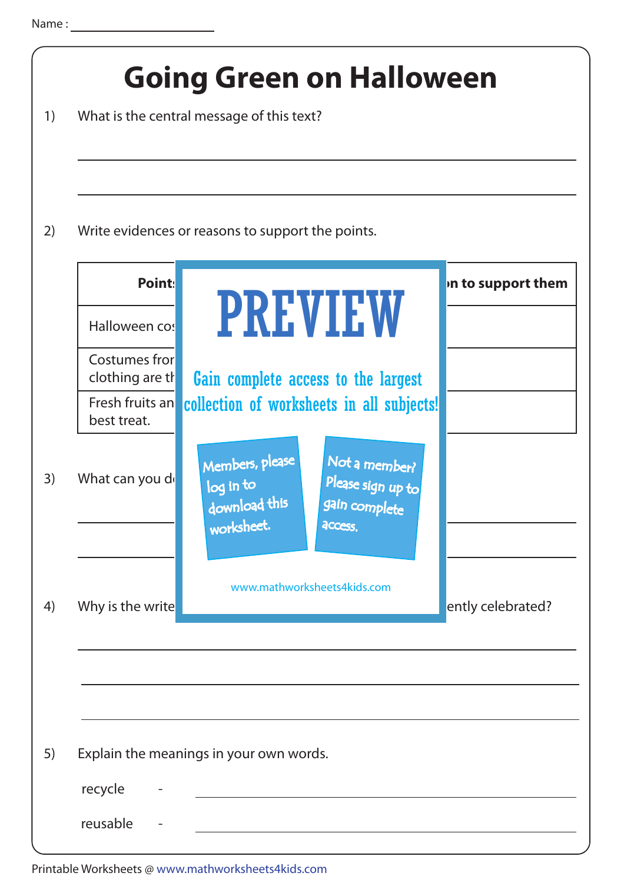Name : ____________________

# Going Green on Halloween

1) What is the central message of this text?

______________________________________________

______________________________________________

2) Write evidences or reasons to support the points.

| Point | on to support them |
|---|---|
| Halloween cos | |
| Costumes fror clothing are th | |
| Fresh fruits an best treat. | |

PREVIEW

Gain complete access to the largest collection of worksheets in all subjects!

Members, please log in to download this worksheet.

Not a member? Please sign up to gain complete access.

www.mathworksheets4kids.com

3) What can you d

______________________________________________

______________________________________________

4) Why is the write ... ently celebrated?

______________________________________________

______________________________________________

______________________________________________

5) Explain the meanings in your own words.

recycle - ______________________________________________

reusable - ______________________________________________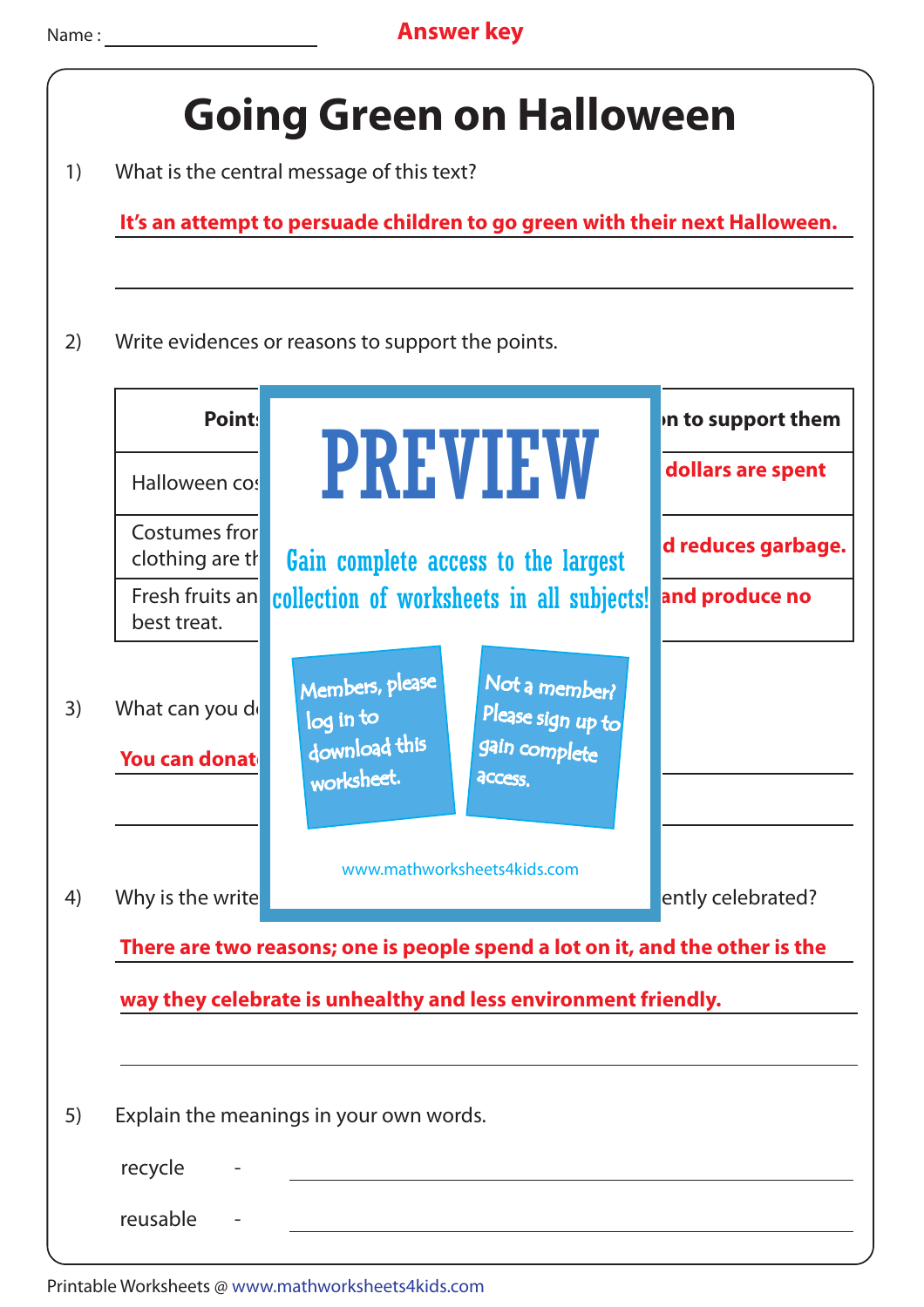Name : ____________________ **Answer key**

# Going Green on Halloween

1) What is the central message of this text?

**It's an attempt to persuade children to go green with their next Halloween.**

2) Write evidences or reasons to support the points.

| Points | ...n to support them |
|---|---|
| Halloween cos... | ...dollars are spent |
| Costumes fror... clothing are th... | ...d reduces garbage. |
| Fresh fruits an... best treat. | ...and produce no |

PREVIEW

Gain complete access to the largest collection of worksheets in all subjects!

Members, please log in to download this worksheet.

Not a member? Please sign up to gain complete access.

www.mathworksheets4kids.com

3) What can you d...

**You can donat...**

4) Why is the write... ...ently celebrated?

**There are two reasons; one is people spend a lot on it, and the other is the way they celebrate is unhealthy and less environment friendly.**

5) Explain the meanings in your own words.

recycle - ____________________

reusable - ____________________

Printable Worksheets @ www.mathworksheets4kids.com